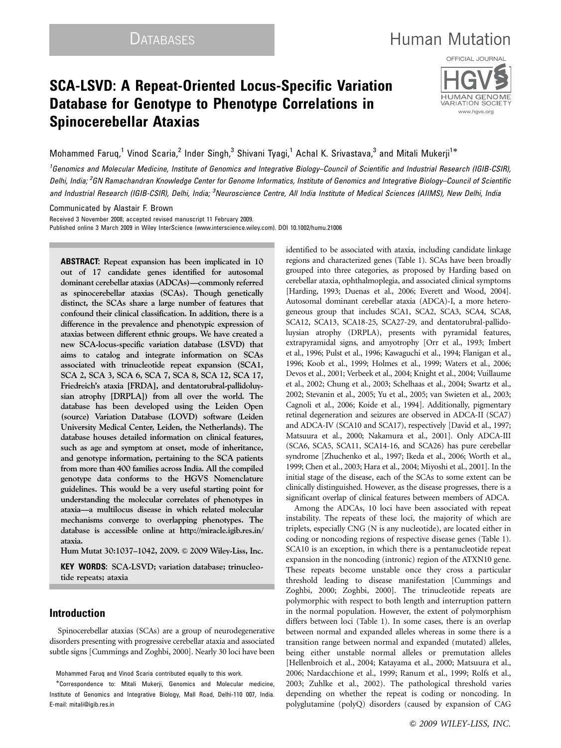# SCA-LSVD: A Repeat-Oriented Locus-Specific Variation Database for Genotype to Phenotype Correlations in Spinocerebellar Ataxias

Mohammed Faruq,[1] Vinod Scaria,[2] Inder Singh,[3] Shivani Tyagi,[1] Achal K. Srivastava,[3] and Mitali Mukerji[1]*

[1]Genomics and Molecular Medicine, Institute of Genomics and Integrative Biology–Council of Scientific and Industrial Research (IGIB-CSIR), Delhi, India; [2]GN Ramachandran Knowledge Center for Genome Informatics, Institute of Genomics and Integrative Biology–Council of Scientific and Industrial Research (IGIB-CSIR), Delhi, India; [3]Neuroscience Centre, All India Institute of Medical Sciences (AIIMS), New Delhi, India

Communicated by Alastair F. Brown

Received 3 November 2008; accepted revised manuscript 11 February 2009.

Published online 3 March 2009 in Wiley InterScience (www.interscience.wiley.com). DOI 10.1002/humu.21006

**ABSTRACT: Repeat expansion has been implicated in 10 out of 17 candidate genes identified for autosomal dominant cerebellar ataxias (ADCAs)—commonly referred as spinocerebellar ataxias (SCAs). Though genetically distinct, the SCAs share a large number of features that confound their clinical classification. In addition, there is a difference in the prevalence and phenotypic expression of ataxias between different ethnic groups. We have created a new SCA-locus-specific variation database (LSVD) that aims to catalog and integrate information on SCAs associated with trinucleotide repeat expansion (SCA1, SCA 2, SCA 3, SCA 6, SCA 7, SCA 8, SCA 12, SCA 17, Friedreich's ataxia [FRDA], and dentatorubral-pallidoluysian atrophy [DRPLA]) from all over the world. The database has been developed using the Leiden Open (source) Variation Database (LOVD) software (Leiden University Medical Center, Leiden, the Netherlands). The database houses detailed information on clinical features, such as age and symptom at onset, mode of inheritance, and genotype information, pertaining to the SCA patients from more than 400 families across India. All the compiled genotype data conforms to the HGVS Nomenclature guidelines. This would be a very useful starting point for understanding the molecular correlates of phenotypes in ataxia—a multilocus disease in which related molecular mechanisms converge to overlapping phenotypes. The database is accessible online at http://miracle.igib.res.in/ataxia.**

**Hum Mutat 30:1037–1042, 2009. © 2009 Wiley-Liss, Inc.**

**KEY WORDS:** SCA-LSVD; variation database; trinucleotide repeats; ataxia

## Introduction

Spinocerebellar ataxias (SCAs) are a group of neurodegenerative disorders presenting with progressive cerebellar ataxia and associated subtle signs [Cummings and Zoghbi, 2000]. Nearly 30 loci have been identified to be associated with ataxia, including candidate linkage regions and characterized genes (Table 1). SCAs have been broadly grouped into three categories, as proposed by Harding based on cerebellar ataxia, ophthalmoplegia, and associated clinical symptoms [Harding, 1993; Duenas et al., 2006; Everett and Wood, 2004]. Autosomal dominant cerebellar ataxia (ADCA)-I, a more heterogeneous group that includes SCA1, SCA2, SCA3, SCA4, SCA8, SCA12, SCA13, SCA18-25, SCA27-29, and dentatorubral-pallidoluysian atrophy (DRPLA), presents with pyramidal features, extrapyramidal signs, and amyotrophy [Orr et al., 1993; Imbert et al., 1996; Pulst et al., 1996; Kawaguchi et al., 1994; Flanigan et al., 1996; Koob et al., 1999; Holmes et al., 1999; Waters et al., 2006; Devos et al., 2001; Verbeek et al., 2004; Knight et al., 2004; Vuillaume et al., 2002; Chung et al., 2003; Schelhaas et al., 2004; Swartz et al., 2002; Stevanin et al., 2005; Yu et al., 2005; van Swieten et al., 2003; Cagnoli et al., 2006; Koide et al., 1994]. Additionally, pigmentary retinal degeneration and seizures are observed in ADCA-II (SCA7) and ADCA-IV (SCA10 and SCA17), respectively [David et al., 1997; Matsuura et al., 2000; Nakamura et al., 2001]. Only ADCA-III (SCA6, SCA5, SCA11, SCA14-16, and SCA26) has pure cerebellar syndrome [Zhuchenko et al., 1997; Ikeda et al., 2006; Worth et al., 1999; Chen et al., 2003; Hara et al., 2004; Miyoshi et al., 2001]. In the initial stage of the disease, each of the SCAs to some extent can be clinically distinguished. However, as the disease progresses, there is a significant overlap of clinical features between members of ADCA.

Among the ADCAs, 10 loci have been associated with repeat instability. The repeats of these loci, the majority of which are triplets, especially CNG (N is any nucleotide), are located either in coding or noncoding regions of respective disease genes (Table 1). SCA10 is an exception, in which there is a pentanucleotide repeat expansion in the noncoding (intronic) region of the ATXN10 gene. These repeats become unstable once they cross a particular threshold leading to disease manifestation [Cummings and Zoghbi, 2000; Zoghbi, 2000]. The trinucleotide repeats are polymorphic with respect to both length and interruption pattern in the normal population. However, the extent of polymorphism differs between loci (Table 1). In some cases, there is an overlap between normal and expanded alleles whereas in some there is a transition range between normal and expanded (mutated) alleles, being either unstable normal alleles or premutation alleles [Hellenbroich et al., 2004; Katayama et al., 2000; Matsuura et al., 2006; Nardacchione et al., 1999; Ranum et al., 1999; Rolfs et al., 2003; Zuhlke et al., 2002]. The pathological threshold varies depending on whether the repeat is coding or noncoding. In polyglutamine (polyQ) disorders (caused by expansion of CAG

Mohammed Faruq and Vinod Scaria contributed equally to this work.

*Correspondence to: Mitali Mukerji, Genomics and Molecular medicine, Institute of Genomics and Integrative Biology, Mall Road, Delhi-110 007, India. E-mail: mitali@igib.res.in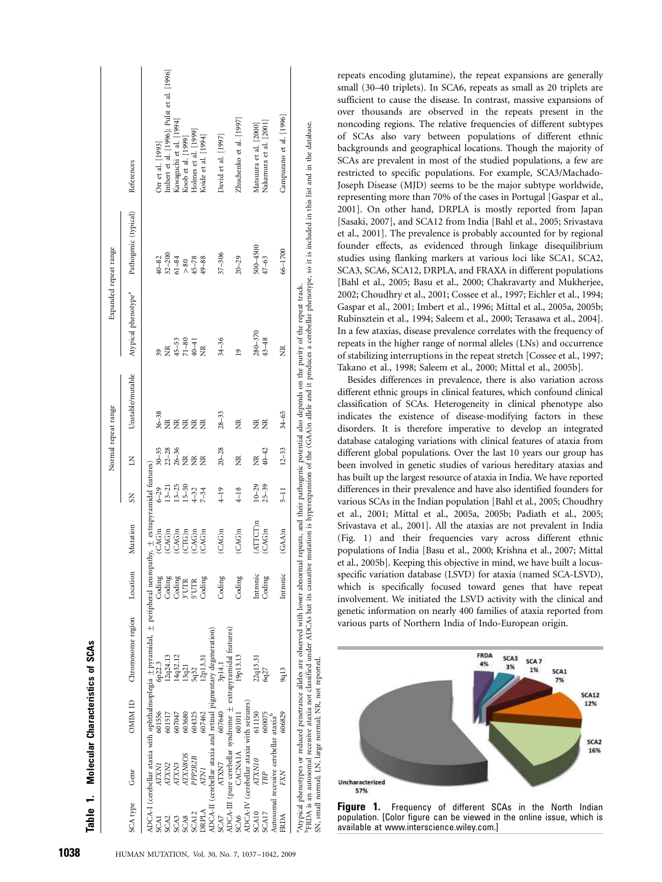**Table 1. Molecular Characteristics of SCAs**

| SCA type | Gene | OMIM ID | Chromosome region | Location | Mutation | Normal repeat range | | | Expanded repeat range | | References |
|---|---|---|---|---|---|---|---|---|---|---|---|
| | | | | | | SN | LN | Unstable/mutable | Atypical phenotype[a] | Pathogenic (typical) | |
| ADCA-I (cerebellar ataxia with ophthalmoplegia ±pyramidal, ± peripheral neuropathy, ± extrapyramidal features) | | | | | | | | | | | |
| SCA1 | *ATXN1* | 601556 | 6p22.3 | Coding | (CAG)n | 6–29 | 30–35 | 36–38 | 39 | 40–82 | Orr et al. [1993] |
| SCA2 | *ATXN2* | 601517 | 12q24.13 | Coding | (CAG)n | 13–21 | 22–28 | NR | NR | 32–200 | Imbert et al. [1996]; Pulst et al. [1996] |
| SCA3 | *ATXN3* | 607047 | 14q32.12 | Coding | (CAG)n | 13–25 | 26–36 | NR | 45–53 | 61–84 | Kawaguchi et al. [1994] |
| SCA8 | *ATXN8OS* | 603680 | 13q21 | 3′UTR | (CTG)n | 15–50 | NR | NR | 71–80 | >80 | Koob et al. [1999] |
| SCA12 | *PPP2R2B* | 604325 | 5q32 | 5′UTR | (CAG)n | 4–32 | NR | NR | 40–41 | 45–78 | Holmes et al. [1999] |
| DRPLA | *ATN1* | 607462 | 12p13.31 | Coding | (CAG)n | 7–34 | NR | NR | NR | 49–88 | Koide et al. [1994] |
| ADCA-II (cerebellar ataxia and retinal pigmentary degeneration) | | | | | | | | | | | |
| SCA7 | *ATXN7* | 607640 | 3p14.1 | Coding | (CAG)n | 4–19 | 20–28 | 28–33 | 34–36 | 37–306 | David et al. [1997] |
| ADCA-III (pure cerebellar syndrome ± extrapyramidal features) | | | | | | | | | | | |
| SCA6 | *CACNA1A* | 601011 | 19p13.13 | Coding | (CAG)n | 4–18 | NR | NR | 19 | 20–29 | Zhuchenko et al. [1997] |
| ADCA-IV (cerebellar ataxia with seizures) | | | | | | | | | | | |
| SCA10 | *ATXN10* | 611150 | 22q13.31 | Intronic | (ATTCT)n | 10–29 | NR | NR | 280–370 | 500–4500 | Matsuura et al. [2000] |
| SCA17 | *TBP* | 600075 | 6q27 | Coding | (CAG)n | 25–39 | 40–42 | NR | 43–48 | 47–63 | Nakamura et al. [2001] |
| Autosomal recessive cerebellar ataxia[b] | | | | | | | | | | | |
| FRDA | *FXN* | 606829 | 9q13 | Intronic | (GAA)n | 5–11 | 12–33 | 34–65 | NR | 66–1700 | Campuzano et al. [1996] |

[a]Atypical phenotypes or reduced penetrance alleles are observed with lower abnormal repeats, and their pathogenic potential also depends on the purity of the repeat track.
[b]FRDA is an autosomal recessive ataxia not classified under ADCAs but its causative mutation is hyperexpansion of the (GAA)n allele and it produces a cerebellar phenotype, so it is included in this list and in the database.
SN, small normal; LN, large normal; NR, not reported.

repeats encoding glutamine), the repeat expansions are generally small (30–40 triplets). In SCA6, repeats as small as 20 triplets are sufficient to cause the disease. In contrast, massive expansions of over thousands are observed in the repeats present in the noncoding regions. The relative frequencies of different subtypes of SCAs also vary between populations of different ethnic backgrounds and geographical locations. Though the majority of SCAs are prevalent in most of the studied populations, a few are restricted to specific populations. For example, SCA3/Machado-Joseph Disease (MJD) seems to be the major subtype worldwide, representing more than 70% of the cases in Portugal [Gaspar et al., 2001]. On other hand, DRPLA is mostly reported from Japan [Sasaki, 2007], and SCA12 from India [Bahl et al., 2005; Srivastava et al., 2001]. The prevalence is probably accounted for by regional founder effects, as evidenced through linkage disequilibrium studies using flanking markers at various loci like SCA1, SCA2, SCA3, SCA6, SCA12, DRPLA, and FRAXA in different populations [Bahl et al., 2005; Basu et al., 2000; Chakravarty and Mukherjee, 2002; Choudhry et al., 2001; Cossee et al., 1997; Eichler et al., 1994; Gaspar et al., 2001; Imbert et al., 1996; Mittal et al., 2005a, 2005b; Rubinsztein et al., 1994; Saleem et al., 2000; Terasawa et al., 2004]. In a few ataxias, disease prevalence correlates with the frequency of repeats in the higher range of normal alleles (LNs) and occurrence of stabilizing interruptions in the repeat stretch [Cossee et al., 1997; Takano et al., 1998; Saleem et al., 2000; Mittal et al., 2005b].

Besides differences in prevalence, there is also variation across different ethnic groups in clinical features, which confound clinical classification of SCAs. Heterogeneity in clinical phenotype also indicates the existence of disease-modifying factors in these disorders. It is therefore imperative to develop an integrated database cataloging variations with clinical features of ataxia from different global populations. Over the last 10 years our group has been involved in genetic studies of various hereditary ataxias and has built up the largest resource of ataxia in India. We have reported differences in their prevalence and have also identified founders for various SCAs in the Indian population [Bahl et al., 2005; Choudhry et al., 2001; Mittal et al., 2005a, 2005b; Padiath et al., 2005; Srivastava et al., 2001]. All the ataxias are not prevalent in India (Fig. 1) and their frequencies vary across different ethnic populations of India [Basu et al., 2000; Krishna et al., 2007; Mittal et al., 2005b]. Keeping this objective in mind, we have built a locus-specific variation database (LSVD) for ataxia (named SCA-LSVD), which is specifically focused toward genes that have repeat involvement. We initiated the LSVD activity with the clinical and genetic information on nearly 400 families of ataxia reported from various parts of Northern India of Indo-European origin.

**Figure 1.** Frequency of different SCAs in the North Indian population. [Color figure can be viewed in the online issue, which is available at www.interscience.wiley.com.]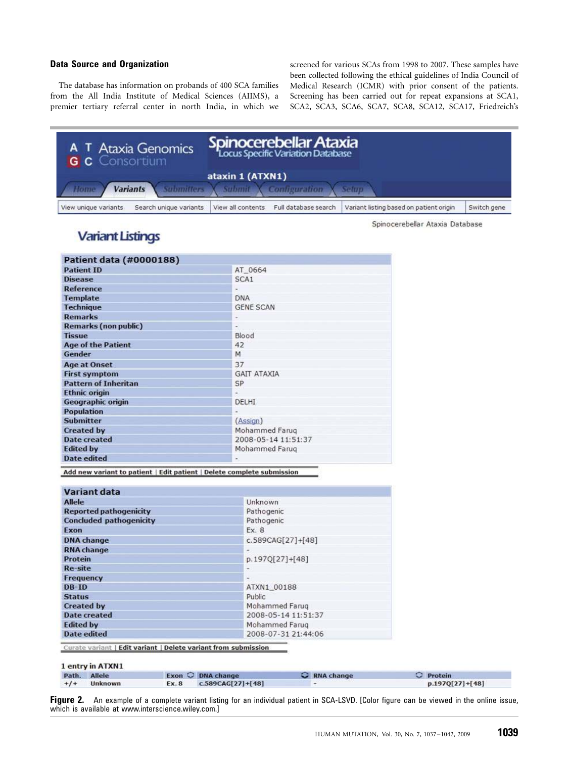### Data Source and Organization

The database has information on probands of 400 SCA families from the All India Institute of Medical Sciences (AIIMS), a premier tertiary referral center in north India, in which we screened for various SCAs from 1998 to 2007. These samples have been collected following the ethical guidelines of India Council of Medical Research (ICMR) with prior consent of the patients. Screening has been carried out for repeat expansions at SCA1, SCA2, SCA3, SCA6, SCA7, SCA8, SCA12, SCA17, Friedreich's

ATGC Ataxia Genomics Consortium — Spinocerebellar Ataxia Locus Specific Variation Database

ataxin 1 (ATXN1)

Home | Variants | Submitters | Submit | Configuration | Setup

View unique variants | Search unique variants | View all contents | Full database search | Variant listing based on patient origin | Switch gene

Spinocerebellar Ataxia Database

## Variant Listings

| Patient data (#0000188) | |
|---|---|
| Patient ID | AT_0664 |
| Disease | SCA1 |
| Reference | - |
| Template | DNA |
| Technique | GENE SCAN |
| Remarks | - |
| Remarks (non public) | - |
| Tissue | Blood |
| Age of the Patient | 42 |
| Gender | M |
| Age at Onset | 37 |
| First symptom | GAIT ATAXIA |
| Pattern of Inheritan | SP |
| Ethnic origin | - |
| Geographic origin | DELHI |
| Population | - |
| Submitter | (Assign) |
| Created by | Mohammed Faruq |
| Date created | 2008-05-14 11:51:37 |
| Edited by | Mohammed Faruq |
| Date edited | - |

Add new variant to patient | Edit patient | Delete complete submission

| Variant data | |
|---|---|
| Allele | Unknown |
| Reported pathogenicity | Pathogenic |
| Concluded pathogenicity | Pathogenic |
| Exon | Ex. 8 |
| DNA change | c.589CAG[27]+[48] |
| RNA change | - |
| Protein | p.197Q[27]+[48] |
| Re-site | - |
| Frequency | - |
| DB-ID | ATXN1_00188 |
| Status | Public |
| Created by | Mohammed Faruq |
| Date created | 2008-05-14 11:51:37 |
| Edited by | Mohammed Faruq |
| Date edited | 2008-07-31 21:44:06 |

Curate variant | Edit variant | Delete variant from submission

1 entry in ATXN1

| Path. | Allele | Exon | DNA change | RNA change | Protein |
|---|---|---|---|---|---|
| +/+ | Unknown | Ex. 8 | c.589CAG[27]+[48] | - | p.197Q[27]+[48] |

**Figure 2.** An example of a complete variant listing for an individual patient in SCA-LSVD. [Color figure can be viewed in the online issue, which is available at www.interscience.wiley.com.]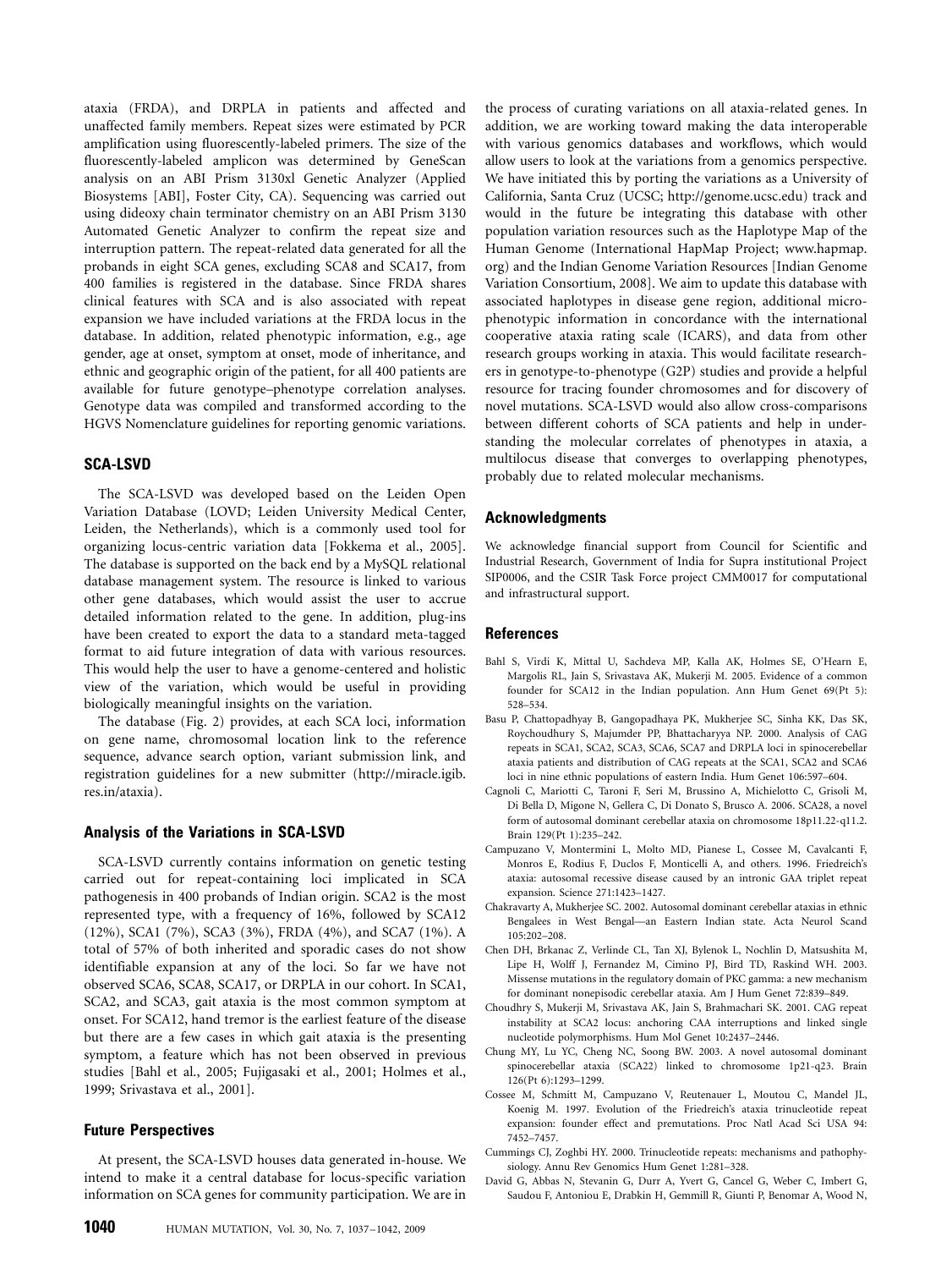ataxia (FRDA), and DRPLA in patients and affected and unaffected family members. Repeat sizes were estimated by PCR amplification using fluorescently-labeled primers. The size of the fluorescently-labeled amplicon was determined by GeneScan analysis on an ABI Prism 3130xl Genetic Analyzer (Applied Biosystems [ABI], Foster City, CA). Sequencing was carried out using dideoxy chain terminator chemistry on an ABI Prism 3130 Automated Genetic Analyzer to confirm the repeat size and interruption pattern. The repeat-related data generated for all the probands in eight SCA genes, excluding SCA8 and SCA17, from 400 families is registered in the database. Since FRDA shares clinical features with SCA and is also associated with repeat expansion we have included variations at the FRDA locus in the database. In addition, related phenotypic information, e.g., age gender, age at onset, symptom at onset, mode of inheritance, and ethnic and geographic origin of the patient, for all 400 patients are available for future genotype–phenotype correlation analyses. Genotype data was compiled and transformed according to the HGVS Nomenclature guidelines for reporting genomic variations.

## SCA-LSVD

The SCA-LSVD was developed based on the Leiden Open Variation Database (LOVD; Leiden University Medical Center, Leiden, the Netherlands), which is a commonly used tool for organizing locus-centric variation data [Fokkema et al., 2005]. The database is supported on the back end by a MySQL relational database management system. The resource is linked to various other gene databases, which would assist the user to accrue detailed information related to the gene. In addition, plug-ins have been created to export the data to a standard meta-tagged format to aid future integration of data with various resources. This would help the user to have a genome-centered and holistic view of the variation, which would be useful in providing biologically meaningful insights on the variation.

The database (Fig. 2) provides, at each SCA loci, information on gene name, chromosomal location link to the reference sequence, advance search option, variant submission link, and registration guidelines for a new submitter (http://miracle.igib.res.in/ataxia).

## Analysis of the Variations in SCA-LSVD

SCA-LSVD currently contains information on genetic testing carried out for repeat-containing loci implicated in SCA pathogenesis in 400 probands of Indian origin. SCA2 is the most represented type, with a frequency of 16%, followed by SCA12 (12%), SCA1 (7%), SCA3 (3%), FRDA (4%), and SCA7 (1%). A total of 57% of both inherited and sporadic cases do not show identifiable expansion at any of the loci. So far we have not observed SCA6, SCA8, SCA17, or DRPLA in our cohort. In SCA1, SCA2, and SCA3, gait ataxia is the most common symptom at onset. For SCA12, hand tremor is the earliest feature of the disease but there are a few cases in which gait ataxia is the presenting symptom, a feature which has not been observed in previous studies [Bahl et al., 2005; Fujigasaki et al., 2001; Holmes et al., 1999; Srivastava et al., 2001].

## Future Perspectives

At present, the SCA-LSVD houses data generated in-house. We intend to make it a central database for locus-specific variation information on SCA genes for community participation. We are in the process of curating variations on all ataxia-related genes. In addition, we are working toward making the data interoperable with various genomics databases and workflows, which would allow users to look at the variations from a genomics perspective. We have initiated this by porting the variations as a University of California, Santa Cruz (UCSC; http://genome.ucsc.edu) track and would in the future be integrating this database with other population variation resources such as the Haplotype Map of the Human Genome (International HapMap Project; www.hapmap.org) and the Indian Genome Variation Resources [Indian Genome Variation Consortium, 2008]. We aim to update this database with associated haplotypes in disease gene region, additional micro-phenotypic information in concordance with the international cooperative ataxia rating scale (ICARS), and data from other research groups working in ataxia. This would facilitate researchers in genotype-to-phenotype (G2P) studies and provide a helpful resource for tracing founder chromosomes and for discovery of novel mutations. SCA-LSVD would also allow cross-comparisons between different cohorts of SCA patients and help in understanding the molecular correlates of phenotypes in ataxia, a multilocus disease that converges to overlapping phenotypes, probably due to related molecular mechanisms.

## Acknowledgments

We acknowledge financial support from Council for Scientific and Industrial Research, Government of India for Supra institutional Project SIP0006, and the CSIR Task Force project CMM0017 for computational and infrastructural support.

## References

Bahl S, Virdi K, Mittal U, Sachdeva MP, Kalla AK, Holmes SE, O'Hearn E, Margolis RL, Jain S, Srivastava AK, Mukerji M. 2005. Evidence of a common founder for SCA12 in the Indian population. Ann Hum Genet 69(Pt 5): 528–534.

Basu P, Chattopadhyay B, Gangopadhaya PK, Mukherjee SC, Sinha KK, Das SK, Roychoudhury S, Majumder PP, Bhattacharyya NP. 2000. Analysis of CAG repeats in SCA1, SCA2, SCA3, SCA6, SCA7 and DRPLA loci in spinocerebellar ataxia patients and distribution of CAG repeats at the SCA1, SCA2 and SCA6 loci in nine ethnic populations of eastern India. Hum Genet 106:597–604.

Cagnoli C, Mariotti C, Taroni F, Seri M, Brussino A, Michielotto C, Grisoli M, Di Bella D, Migone N, Gellera C, Di Donato S, Brusco A. 2006. SCA28, a novel form of autosomal dominant cerebellar ataxia on chromosome 18p11.22-q11.2. Brain 129(Pt 1):235–242.

Campuzano V, Montermini L, Molto MD, Pianese L, Cossee M, Cavalcanti F, Monros E, Rodius F, Duclos F, Monticelli A, and others. 1996. Friedreich's ataxia: autosomal recessive disease caused by an intronic GAA triplet repeat expansion. Science 271:1423–1427.

Chakravarty A, Mukherjee SC. 2002. Autosomal dominant cerebellar ataxias in ethnic Bengalees in West Bengal—an Eastern Indian state. Acta Neurol Scand 105:202–208.

Chen DH, Brkanac Z, Verlinde CL, Tan XJ, Bylenok L, Nochlin D, Matsushita M, Lipe H, Wolff J, Fernandez M, Cimino PJ, Bird TD, Raskind WH. 2003. Missense mutations in the regulatory domain of PKC gamma: a new mechanism for dominant nonepisodic cerebellar ataxia. Am J Hum Genet 72:839–849.

Choudhry S, Mukerji M, Srivastava AK, Jain S, Brahmachari SK. 2001. CAG repeat instability at SCA2 locus: anchoring CAA interruptions and linked single nucleotide polymorphisms. Hum Mol Genet 10:2437–2446.

Chung MY, Lu YC, Cheng NC, Soong BW. 2003. A novel autosomal dominant spinocerebellar ataxia (SCA22) linked to chromosome 1p21-q23. Brain 126(Pt 6):1293–1299.

Cossee M, Schmitt M, Campuzano V, Reutenauer L, Moutou C, Mandel JL, Koenig M. 1997. Evolution of the Friedreich's ataxia trinucleotide repeat expansion: founder effect and premutations. Proc Natl Acad Sci USA 94: 7452–7457.

Cummings CJ, Zoghbi HY. 2000. Trinucleotide repeats: mechanisms and pathophysiology. Annu Rev Genomics Hum Genet 1:281–328.

David G, Abbas N, Stevanin G, Durr A, Yvert G, Cancel G, Weber C, Imbert G, Saudou F, Antoniou E, Drabkin H, Gemmill R, Giunti P, Benomar A, Wood N,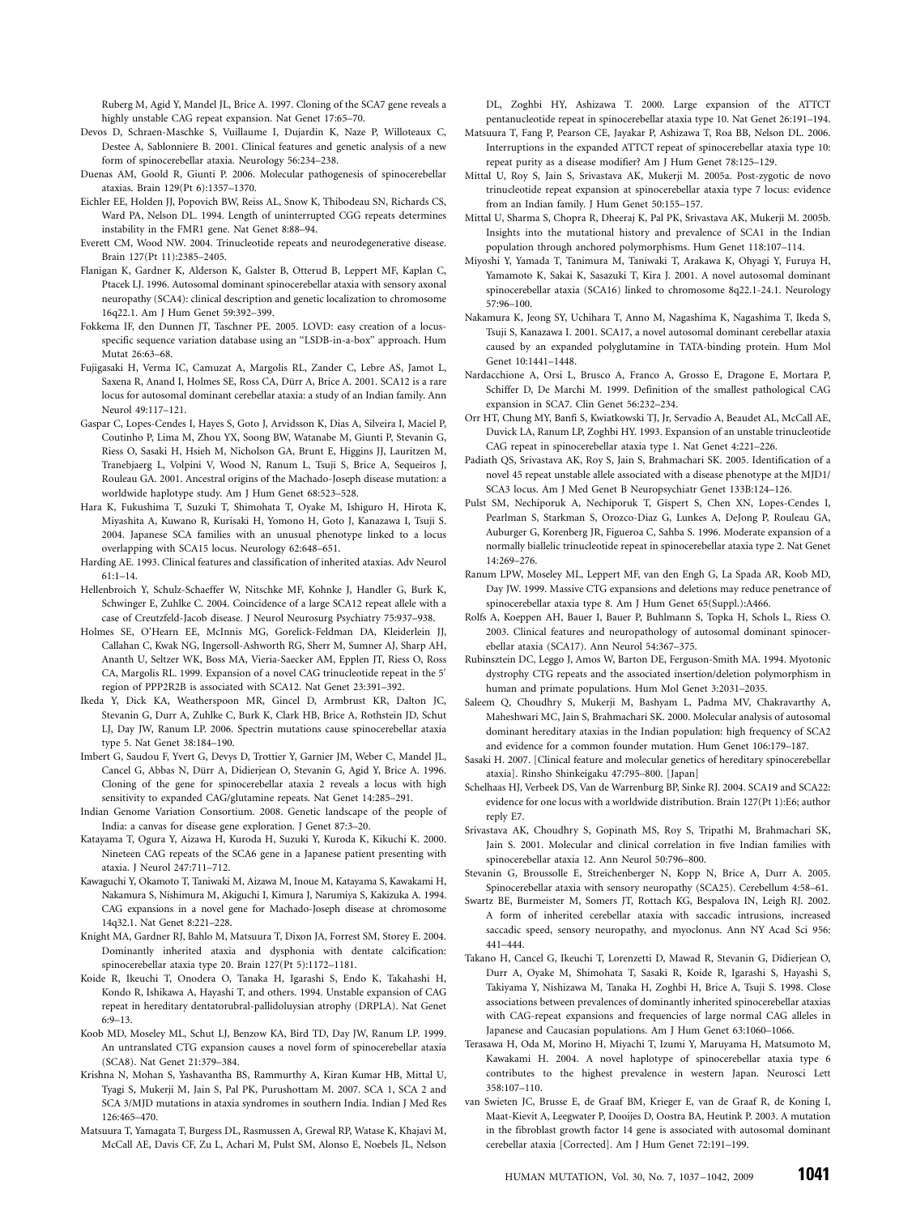Ruberg M, Agid Y, Mandel JL, Brice A. 1997. Cloning of the SCA7 gene reveals a highly unstable CAG repeat expansion. Nat Genet 17:65–70.

Devos D, Schraen-Maschke S, Vuillaume I, Dujardin K, Naze P, Willoteaux C, Destee A, Sablonniere B. 2001. Clinical features and genetic analysis of a new form of spinocerebellar ataxia. Neurology 56:234–238.

Duenas AM, Goold R, Giunti P. 2006. Molecular pathogenesis of spinocerebellar ataxias. Brain 129(Pt 6):1357–1370.

Eichler EE, Holden JJ, Popovich BW, Reiss AL, Snow K, Thibodeau SN, Richards CS, Ward PA, Nelson DL. 1994. Length of uninterrupted CGG repeats determines instability in the FMR1 gene. Nat Genet 8:88–94.

Everett CM, Wood NW. 2004. Trinucleotide repeats and neurodegenerative disease. Brain 127(Pt 11):2385–2405.

Flanigan K, Gardner K, Alderson K, Galster B, Otterud B, Leppert MF, Kaplan C, Ptacek LJ. 1996. Autosomal dominant spinocerebellar ataxia with sensory axonal neuropathy (SCA4): clinical description and genetic localization to chromosome 16q22.1. Am J Hum Genet 59:392–399.

Fokkema IF, den Dunnen JT, Taschner PE. 2005. LOVD: easy creation of a locus-specific sequence variation database using an "LSDB-in-a-box" approach. Hum Mutat 26:63–68.

Fujigasaki H, Verma IC, Camuzat A, Margolis RL, Zander C, Lebre AS, Jamot L, Saxena R, Anand I, Holmes SE, Ross CA, Dürr A, Brice A. 2001. SCA12 is a rare locus for autosomal dominant cerebellar ataxia: a study of an Indian family. Ann Neurol 49:117–121.

Gaspar C, Lopes-Cendes I, Hayes S, Goto J, Arvidsson K, Dias A, Silveira I, Maciel P, Coutinho P, Lima M, Zhou YX, Soong BW, Watanabe M, Giunti P, Stevanin G, Riess O, Sasaki H, Hsieh M, Nicholson GA, Brunt E, Higgins JJ, Lauritzen M, Tranebjaerg L, Volpini V, Wood N, Ranum L, Tsuji S, Brice A, Sequeiros J, Rouleau GA. 2001. Ancestral origins of the Machado-Joseph disease mutation: a worldwide haplotype study. Am J Hum Genet 68:523–528.

Hara K, Fukushima T, Suzuki T, Shimohata T, Oyake M, Ishiguro H, Hirota K, Miyashita A, Kuwano R, Kurisaki H, Yomono H, Goto J, Kanazawa I, Tsuji S. 2004. Japanese SCA families with an unusual phenotype linked to a locus overlapping with SCA15 locus. Neurology 62:648–651.

Harding AE. 1993. Clinical features and classification of inherited ataxias. Adv Neurol 61:1–14.

Hellenbroich Y, Schulz-Schaeffer W, Nitschke MF, Kohnke J, Handler G, Burk K, Schwinger E, Zuhlke C. 2004. Coincidence of a large SCA12 repeat allele with a case of Creutzfeld-Jacob disease. J Neurol Neurosurg Psychiatry 75:937–938.

Holmes SE, O'Hearn EE, McInnis MG, Gorelick-Feldman DA, Kleiderlein JJ, Callahan C, Kwak NG, Ingersoll-Ashworth RG, Sherr M, Sumner AJ, Sharp AH, Ananth U, Seltzer WK, Boss MA, Vieria-Saecker AM, Epplen JT, Riess O, Ross CA, Margolis RL. 1999. Expansion of a novel CAG trinucleotide repeat in the 5′ region of PPP2R2B is associated with SCA12. Nat Genet 23:391–392.

Ikeda Y, Dick KA, Weatherspoon MR, Gincel D, Armbrust KR, Dalton JC, Stevanin G, Durr A, Zuhlke C, Burk K, Clark HB, Brice A, Rothstein JD, Schut LJ, Day JW, Ranum LP. 2006. Spectrin mutations cause spinocerebellar ataxia type 5. Nat Genet 38:184–190.

Imbert G, Saudou F, Yvert G, Devys D, Trottier Y, Garnier JM, Weber C, Mandel JL, Cancel G, Abbas N, Dürr A, Didierjean O, Stevanin G, Agid Y, Brice A. 1996. Cloning of the gene for spinocerebellar ataxia 2 reveals a locus with high sensitivity to expanded CAG/glutamine repeats. Nat Genet 14:285–291.

Indian Genome Variation Consortium. 2008. Genetic landscape of the people of India: a canvas for disease gene exploration. J Genet 87:3–20.

Katayama T, Ogura Y, Aizawa H, Kuroda H, Suzuki Y, Kuroda K, Kikuchi K. 2000. Nineteen CAG repeats of the SCA6 gene in a Japanese patient presenting with ataxia. J Neurol 247:711–712.

Kawaguchi Y, Okamoto T, Taniwaki M, Aizawa M, Inoue M, Katayama S, Kawakami H, Nakamura S, Nishimura M, Akiguchi I, Kimura J, Narumiya S, Kakizuka A. 1994. CAG expansions in a novel gene for Machado-Joseph disease at chromosome 14q32.1. Nat Genet 8:221–228.

Knight MA, Gardner RJ, Bahlo M, Matsuura T, Dixon JA, Forrest SM, Storey E. 2004. Dominantly inherited ataxia and dysphonia with dentate calcification: spinocerebellar ataxia type 20. Brain 127(Pt 5):1172–1181.

Koide R, Ikeuchi T, Onodera O, Tanaka H, Igarashi S, Endo K, Takahashi H, Kondo R, Ishikawa A, Hayashi T, and others. 1994. Unstable expansion of CAG repeat in hereditary dentatorubral-pallidoluysian atrophy (DRPLA). Nat Genet 6:9–13.

Koob MD, Moseley ML, Schut LJ, Benzow KA, Bird TD, Day JW, Ranum LP. 1999. An untranslated CTG expansion causes a novel form of spinocerebellar ataxia (SCA8). Nat Genet 21:379–384.

Krishna N, Mohan S, Yashavantha BS, Rammurthy A, Kiran Kumar HB, Mittal U, Tyagi S, Mukerji M, Jain S, Pal PK, Purushottam M. 2007. SCA 1, SCA 2 and SCA 3/MJD mutations in ataxia syndromes in southern India. Indian J Med Res 126:465–470.

Matsuura T, Yamagata T, Burgess DL, Rasmussen A, Grewal RP, Watase K, Khajavi M, McCall AE, Davis CF, Zu L, Achari M, Pulst SM, Alonso E, Noebels JL, Nelson DL, Zoghbi HY, Ashizawa T. 2000. Large expansion of the ATTCT pentanucleotide repeat in spinocerebellar ataxia type 10. Nat Genet 26:191–194.

Matsuura T, Fang P, Pearson CE, Jayakar P, Ashizawa T, Roa BB, Nelson DL. 2006. Interruptions in the expanded ATTCT repeat of spinocerebellar ataxia type 10: repeat purity as a disease modifier? Am J Hum Genet 78:125–129.

Mittal U, Roy S, Jain S, Srivastava AK, Mukerji M. 2005a. Post-zygotic de novo trinucleotide repeat expansion at spinocerebellar ataxia type 7 locus: evidence from an Indian family. J Hum Genet 50:155–157.

Mittal U, Sharma S, Chopra R, Dheeraj K, Pal PK, Srivastava AK, Mukerji M. 2005b. Insights into the mutational history and prevalence of SCA1 in the Indian population through anchored polymorphisms. Hum Genet 118:107–114.

Miyoshi Y, Yamada T, Tanimura M, Taniwaki T, Arakawa K, Ohyagi Y, Furuya H, Yamamoto K, Sakai K, Sasazuki T, Kira J. 2001. A novel autosomal dominant spinocerebellar ataxia (SCA16) linked to chromosome 8q22.1-24.1. Neurology 57:96–100.

Nakamura K, Jeong SY, Uchihara T, Anno M, Nagashima K, Nagashima T, Ikeda S, Tsuji S, Kanazawa I. 2001. SCA17, a novel autosomal dominant cerebellar ataxia caused by an expanded polyglutamine in TATA-binding protein. Hum Mol Genet 10:1441–1448.

Nardacchione A, Orsi L, Brusco A, Franco A, Grosso E, Dragone E, Mortara P, Schiffer D, De Marchi M. 1999. Definition of the smallest pathological CAG expansion in SCA7. Clin Genet 56:232–234.

Orr HT, Chung MY, Banfi S, Kwiatkowski TJ, Jr, Servadio A, Beaudet AL, McCall AE, Duvick LA, Ranum LP, Zoghbi HY. 1993. Expansion of an unstable trinucleotide CAG repeat in spinocerebellar ataxia type 1. Nat Genet 4:221–226.

Padiath QS, Srivastava AK, Roy S, Jain S, Brahmachari SK. 2005. Identification of a novel 45 repeat unstable allele associated with a disease phenotype at the MJD1/SCA3 locus. Am J Med Genet B Neuropsychiatr Genet 133B:124–126.

Pulst SM, Nechiporuk A, Nechiporuk T, Gispert S, Chen XN, Lopes-Cendes I, Pearlman S, Starkman S, Orozco-Diaz G, Lunkes A, DeJong P, Rouleau GA, Auburger G, Korenberg JR, Figueroa C, Sahba S. 1996. Moderate expansion of a normally biallelic trinucleotide repeat in spinocerebellar ataxia type 2. Nat Genet 14:269–276.

Ranum LPW, Moseley ML, Leppert MF, van den Engh G, La Spada AR, Koob MD, Day JW. 1999. Massive CTG expansions and deletions may reduce penetrance of spinocerebellar ataxia type 8. Am J Hum Genet 65(Suppl.):A466.

Rolfs A, Koeppen AH, Bauer I, Bauer P, Buhlmann S, Topka H, Schols L, Riess O. 2003. Clinical features and neuropathology of autosomal dominant spinocerebellar ataxia (SCA17). Ann Neurol 54:367–375.

Rubinsztein DC, Leggo J, Amos W, Barton DE, Ferguson-Smith MA. 1994. Myotonic dystrophy CTG repeats and the associated insertion/deletion polymorphism in human and primate populations. Hum Mol Genet 3:2031–2035.

Saleem Q, Choudhry S, Mukerji M, Bashyam L, Padma MV, Chakravarthy A, Maheshwari MC, Jain S, Brahmachari SK. 2000. Molecular analysis of autosomal dominant hereditary ataxias in the Indian population: high frequency of SCA2 and evidence for a common founder mutation. Hum Genet 106:179–187.

Sasaki H. 2007. [Clinical feature and molecular genetics of hereditary spinocerebellar ataxia]. Rinsho Shinkeigaku 47:795–800. [Japan]

Schelhaas HJ, Verbeek DS, Van de Warrenburg BP, Sinke RJ. 2004. SCA19 and SCA22: evidence for one locus with a worldwide distribution. Brain 127(Pt 1):E6; author reply E7.

Srivastava AK, Choudhry S, Gopinath MS, Roy S, Tripathi M, Brahmachari SK, Jain S. 2001. Molecular and clinical correlation in five Indian families with spinocerebellar ataxia 12. Ann Neurol 50:796–800.

Stevanin G, Broussolle E, Streichenberger N, Kopp N, Brice A, Durr A. 2005. Spinocerebellar ataxia with sensory neuropathy (SCA25). Cerebellum 4:58–61.

Swartz BE, Burmeister M, Somers JT, Rottach KG, Bespalova IN, Leigh RJ. 2002. A form of inherited cerebellar ataxia with saccadic intrusions, increased saccadic speed, sensory neuropathy, and myoclonus. Ann NY Acad Sci 956: 441–444.

Takano H, Cancel G, Ikeuchi T, Lorenzetti D, Mawad R, Stevanin G, Didierjean O, Durr A, Oyake M, Shimohata T, Sasaki R, Koide R, Igarashi S, Hayashi S, Takiyama Y, Nishizawa M, Tanaka H, Zoghbi H, Brice A, Tsuji S. 1998. Close associations between prevalences of dominantly inherited spinocerebellar ataxias with CAG-repeat expansions and frequencies of large normal CAG alleles in Japanese and Caucasian populations. Am J Hum Genet 63:1060–1066.

Terasawa H, Oda M, Morino H, Miyachi T, Izumi Y, Maruyama H, Matsumoto M, Kawakami H. 2004. A novel haplotype of spinocerebellar ataxia type 6 contributes to the highest prevalence in western Japan. Neurosci Lett 358:107–110.

van Swieten JC, Brusse E, de Graaf BM, Krieger E, van de Graaf R, de Koning I, Maat-Kievit A, Leegwater P, Dooijes D, Oostra BA, Heutink P. 2003. A mutation in the fibroblast growth factor 14 gene is associated with autosomal dominant cerebellar ataxia [Corrected]. Am J Hum Genet 72:191–199.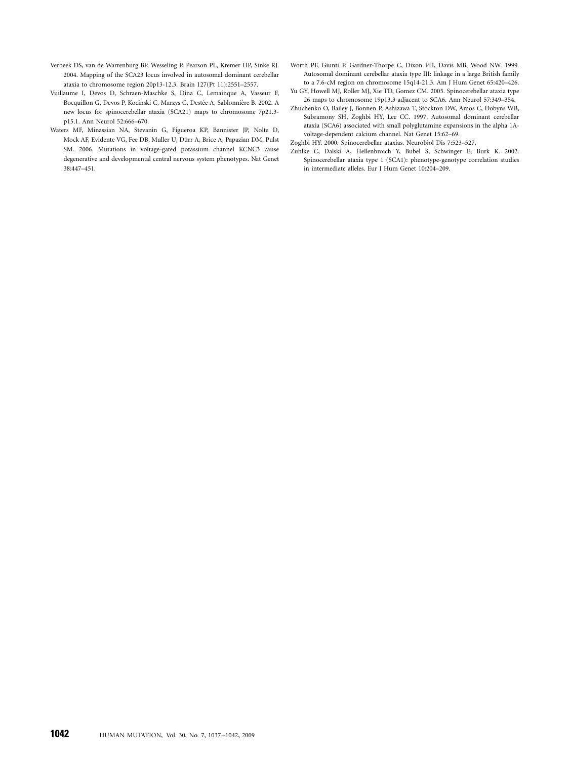Verbeek DS, van de Warrenburg BP, Wesseling P, Pearson PL, Kremer HP, Sinke RJ. 2004. Mapping of the SCA23 locus involved in autosomal dominant cerebellar ataxia to chromosome region 20p13-12.3. Brain 127(Pt 11):2551–2557.

Vuillaume I, Devos D, Schraen-Maschke S, Dina C, Lemainque A, Vasseur F, Bocquillon G, Devos P, Kocinski C, Marzys C, Destée A, Sablonnière B. 2002. A new locus for spinocerebellar ataxia (SCA21) maps to chromosome 7p21.3-p15.1. Ann Neurol 52:666–670.

Waters MF, Minassian NA, Stevanin G, Figueroa KP, Bannister JP, Nolte D, Mock AF, Evidente VG, Fee DB, Muller U, Dürr A, Brice A, Papazian DM, Pulst SM. 2006. Mutations in voltage-gated potassium channel KCNC3 cause degenerative and developmental central nervous system phenotypes. Nat Genet 38:447–451.

Worth PF, Giunti P, Gardner-Thorpe C, Dixon PH, Davis MB, Wood NW. 1999. Autosomal dominant cerebellar ataxia type III: linkage in a large British family to a 7.6-cM region on chromosome 15q14-21.3. Am J Hum Genet 65:420–426.

Yu GY, Howell MJ, Roller MJ, Xie TD, Gomez CM. 2005. Spinocerebellar ataxia type 26 maps to chromosome 19p13.3 adjacent to SCA6. Ann Neurol 57:349–354.

Zhuchenko O, Bailey J, Bonnen P, Ashizawa T, Stockton DW, Amos C, Dobyns WB, Subramony SH, Zoghbi HY, Lee CC. 1997. Autosomal dominant cerebellar ataxia (SCA6) associated with small polyglutamine expansions in the alpha 1A-voltage-dependent calcium channel. Nat Genet 15:62–69.

Zoghbi HY. 2000. Spinocerebellar ataxias. Neurobiol Dis 7:523–527.

Zuhlke C, Dalski A, Hellenbroich Y, Bubel S, Schwinger E, Burk K. 2002. Spinocerebellar ataxia type 1 (SCA1): phenotype-genotype correlation studies in intermediate alleles. Eur J Hum Genet 10:204–209.